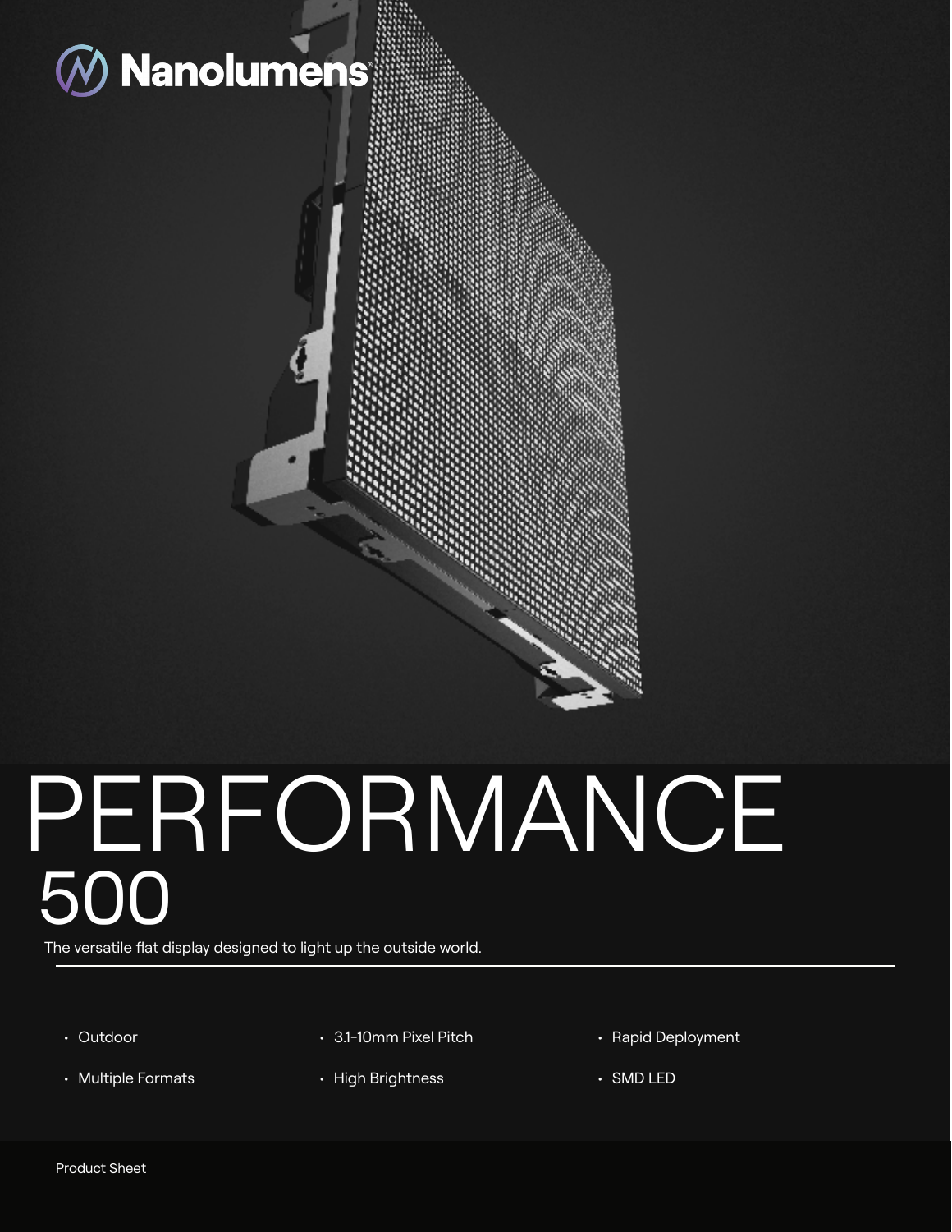Nanolumens

# PERFORMANCE 500

The versatile flat display designed to light up the outside world.

- Outdoor
- Multiple Formats
- 3.1-10mm Pixel Pitch
- High Brightness
- Rapid Deployment
- SMD LED

Product Sheet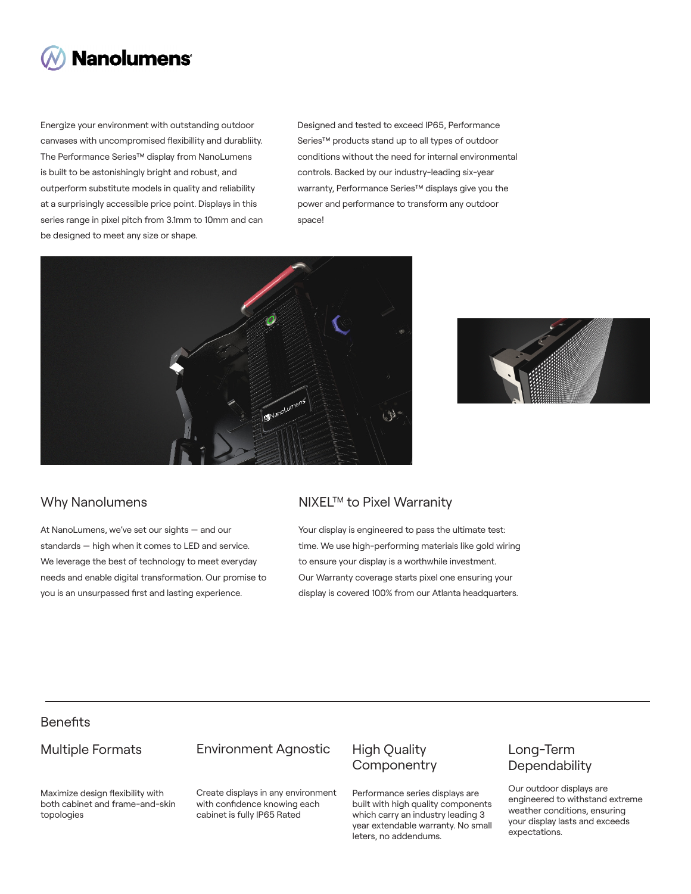# Nanolumens

Energize your environment with outstanding outdoor canvases with uncompromised flexibility and durabliity. The Performance Series™ display from NanoLumens is built to be astonishingly bright and robust, and outperform substitute models in quality and reliability at a surprisingly accessible price point. Displays in this series range in pixel pitch from 3.1mm to 10mm and can be designed to meet any size or shape.

Designed and tested to exceed IP65, Performance Series™ products stand up to all types of outdoor conditions without the need for internal environmental controls. Backed by our industry-leading six-year warranty, Performance Series™ displays give you the power and performance to transform any outdoor space!

## Why Nanolumens

At NanoLumens, we've set our sights — and our standards — high when it comes to LED and service. We leverage the best of technology to meet everyday needs and enable digital transformation. Our promise to you is an unsurpassed first and lasting experience.

## NIXEL™ to Pixel Warranity

Your display is engineered to pass the ultimate test: time. We use high-performing materials like gold wiring to ensure your display is a worthwhile investment. Our Warranty coverage starts pixel one ensuring your display is covered 100% from our Atlanta headquarters.

## Benefits

### Multiple Formats

Maximize design flexibility with both cabinet and frame-and-skin topologies

### Environment Agnostic

Create displays in any environment with confidence knowing each cabinet is fully IP65 Rated

### High Quality Componentry

Performance series displays are built with high quality components which carry an industry leading 3 year extendable warranty. No small leters, no addendums.

### Long-Term Dependability

Our outdoor displays are engineered to withstand extreme weather conditions, ensuring your display lasts and exceeds expectations.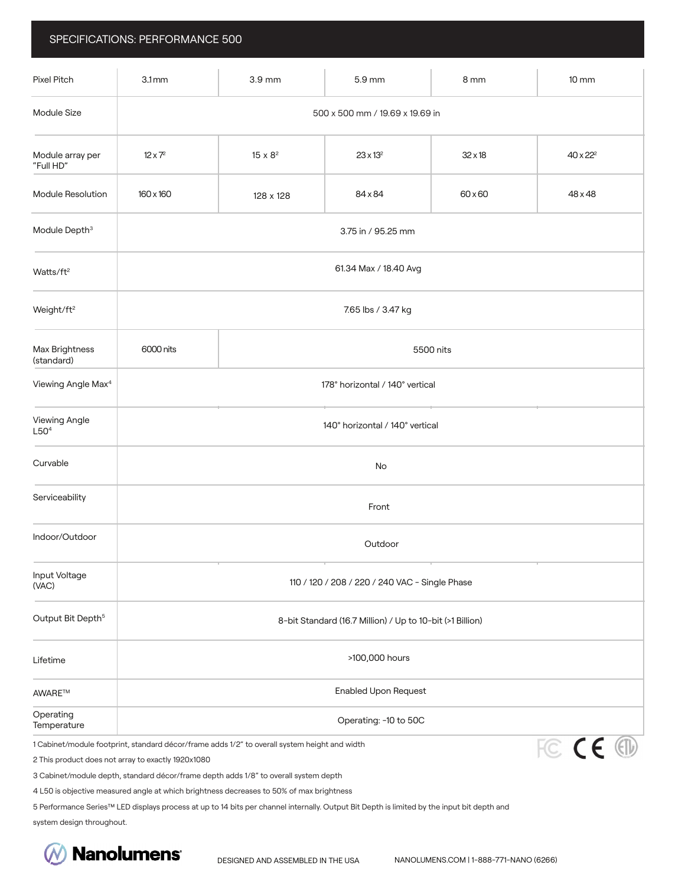## SPECIFICATIONS: PERFORMANCE 500

| | | | | | |
|---|---|---|---|---|---|
| Pixel Pitch | 3.1 mm | 3.9 mm | 5.9 mm | 8 mm | 10 mm |
| Module Size | 500 x 500 mm / 19.69 x 19.69 in | | | | |
| Module array per "Full HD" | 12 x 7[2] | 15 x 8[2] | 23 x 13[2] | 32 x 18 | 40 x 22[2] |
| Module Resolution | 160 x 160 | 128 x 128 | 84 x 84 | 60 x 60 | 48 x 48 |
| Module Depth[3] | 3.75 in / 95.25 mm | | | | |
| Watts/ft² | 61.34 Max / 18.40 Avg | | | | |
| Weight/ft² | 7.65 lbs / 3.47 kg | | | | |
| Max Brightness (standard) | 6000 nits | 5500 nits | | | |
| Viewing Angle Max[4] | 178° horizontal / 140° vertical | | | | |
| Viewing Angle L50[4] | 140° horizontal / 140° vertical | | | | |
| Curvable | No | | | | |
| Serviceability | Front | | | | |
| Indoor/Outdoor | Outdoor | | | | |
| Input Voltage (VAC) | 110 / 120 / 208 / 220 / 240 VAC - Single Phase | | | | |
| Output Bit Depth[5] | 8-bit Standard (16.7 Million) / Up to 10-bit (>1 Billion) | | | | |
| Lifetime | >100,000 hours | | | | |
| AWARE™ | Enabled Upon Request | | | | |
| Operating Temperature | Operating: -10 to 50C | | | | |

1 Cabinet/module footprint, standard décor/frame adds 1/2" to overall system height and width

2 This product does not array to exactly 1920x1080

3 Cabinet/module depth, standard décor/frame depth adds 1/8" to overall system depth

4 L50 is objective measured angle at which brightness decreases to 50% of max brightness

5 Performance Series™ LED displays process at up to 14 bits per channel internally. Output Bit Depth is limited by the input bit depth and system design throughout.

Nanolumens

DESIGNED AND ASSEMBLED IN THE USA

NANOLUMENS.COM | 1-888-771-NANO (6266)